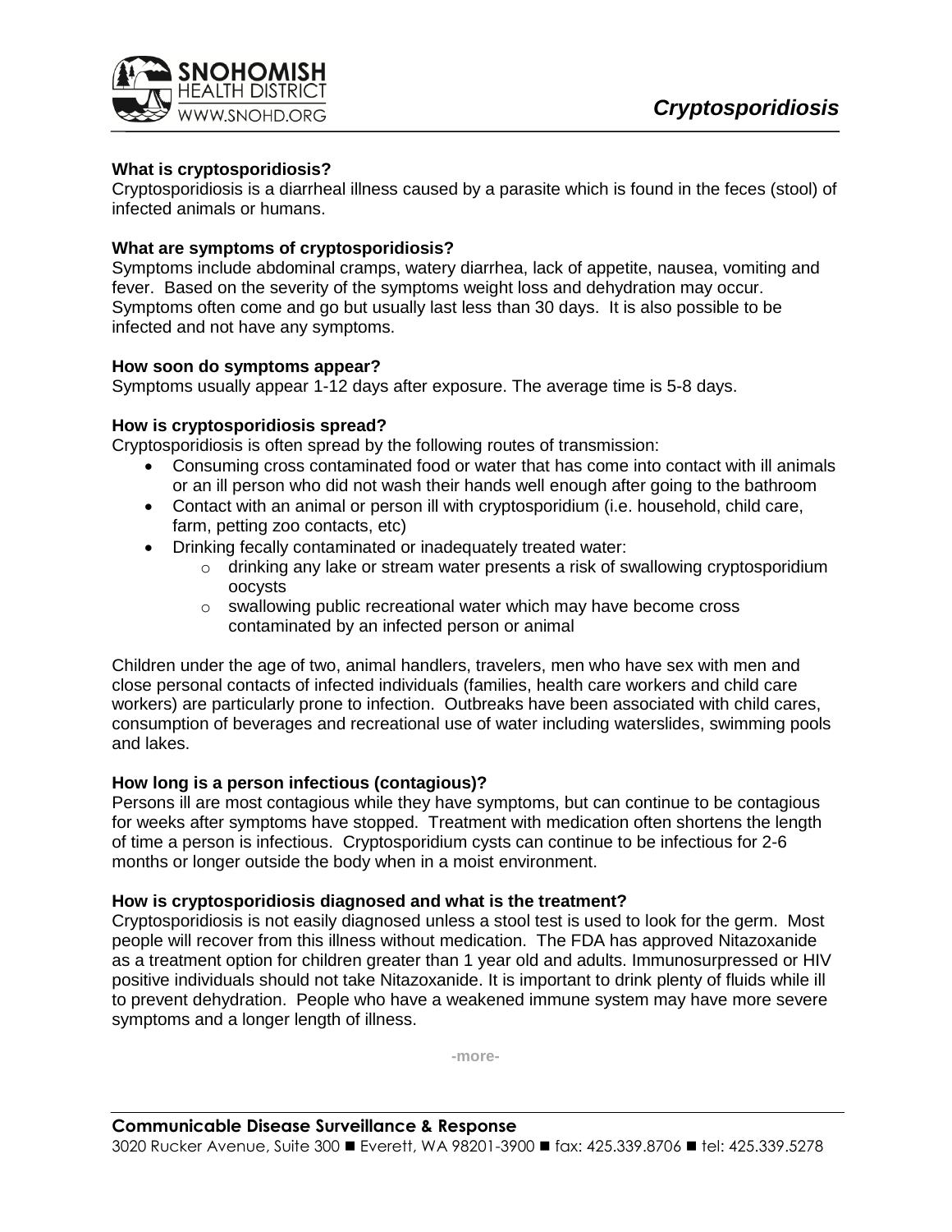# Cryptosporidiosis

### What is cryptosporidiosis?

Cryptosporidiosis is a diarrheal illness caused by a parasite which is found in the feces (stool) of infected animals or humans.

### What are symptoms of cryptosporidiosis?

Symptoms include abdominal cramps, watery diarrhea, lack of appetite, nausea, vomiting and fever. Based on the severity of the symptoms weight loss and dehydration may occur. Symptoms often come and go but usually last less than 30 days. It is also possible to be infected and not have any symptoms.

### How soon do symptoms appear?

Symptoms usually appear 1-12 days after exposure. The average time is 5-8 days.

### How is cryptosporidiosis spread?

Cryptosporidiosis is often spread by the following routes of transmission:

- Consuming cross contaminated food or water that has come into contact with ill animals or an ill person who did not wash their hands well enough after going to the bathroom
- Contact with an animal or person ill with cryptosporidium (i.e. household, child care, farm, petting zoo contacts, etc)
- Drinking fecally contaminated or inadequately treated water:
  - drinking any lake or stream water presents a risk of swallowing cryptosporidium oocysts
  - swallowing public recreational water which may have become cross contaminated by an infected person or animal

Children under the age of two, animal handlers, travelers, men who have sex with men and close personal contacts of infected individuals (families, health care workers and child care workers) are particularly prone to infection. Outbreaks have been associated with child cares, consumption of beverages and recreational use of water including waterslides, swimming pools and lakes.

### How long is a person infectious (contagious)?

Persons ill are most contagious while they have symptoms, but can continue to be contagious for weeks after symptoms have stopped. Treatment with medication often shortens the length of time a person is infectious. Cryptosporidium cysts can continue to be infectious for 2-6 months or longer outside the body when in a moist environment.

### How is cryptosporidiosis diagnosed and what is the treatment?

Cryptosporidiosis is not easily diagnosed unless a stool test is used to look for the germ. Most people will recover from this illness without medication. The FDA has approved Nitazoxanide as a treatment option for children greater than 1 year old and adults. Immunosurpressed or HIV positive individuals should not take Nitazoxanide. It is important to drink plenty of fluids while ill to prevent dehydration. People who have a weakened immune system may have more severe symptoms and a longer length of illness.

-more-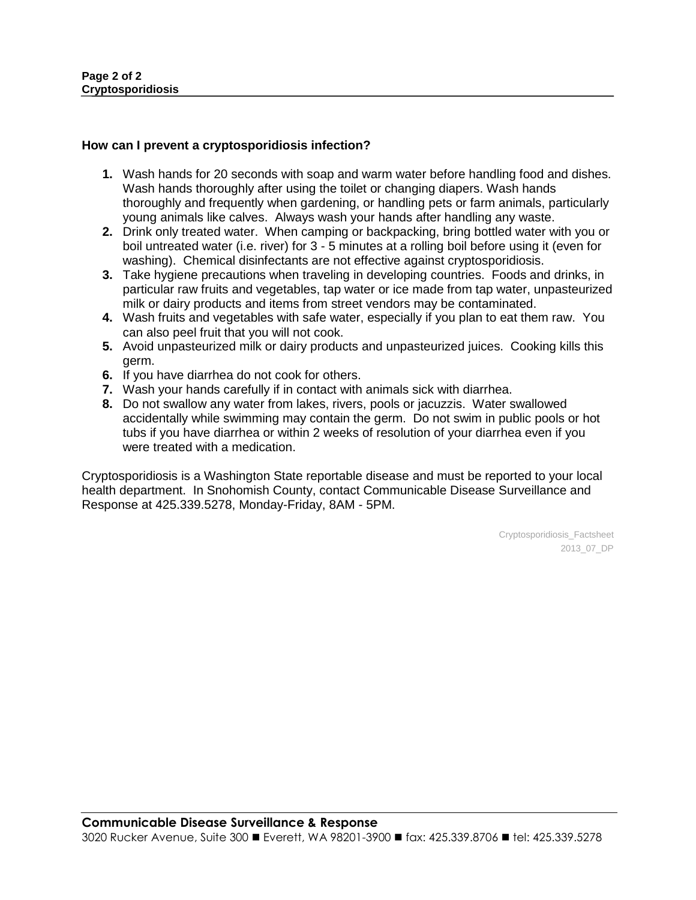**How can I prevent a cryptosporidiosis infection?**

1. Wash hands for 20 seconds with soap and warm water before handling food and dishes. Wash hands thoroughly after using the toilet or changing diapers. Wash hands thoroughly and frequently when gardening, or handling pets or farm animals, particularly young animals like calves. Always wash your hands after handling any waste.
2. Drink only treated water. When camping or backpacking, bring bottled water with you or boil untreated water (i.e. river) for 3 - 5 minutes at a rolling boil before using it (even for washing). Chemical disinfectants are not effective against cryptosporidiosis.
3. Take hygiene precautions when traveling in developing countries. Foods and drinks, in particular raw fruits and vegetables, tap water or ice made from tap water, unpasteurized milk or dairy products and items from street vendors may be contaminated.
4. Wash fruits and vegetables with safe water, especially if you plan to eat them raw. You can also peel fruit that you will not cook.
5. Avoid unpasteurized milk or dairy products and unpasteurized juices. Cooking kills this germ.
6. If you have diarrhea do not cook for others.
7. Wash your hands carefully if in contact with animals sick with diarrhea.
8. Do not swallow any water from lakes, rivers, pools or jacuzzis. Water swallowed accidentally while swimming may contain the germ. Do not swim in public pools or hot tubs if you have diarrhea or within 2 weeks of resolution of your diarrhea even if you were treated with a medication.

Cryptosporidiosis is a Washington State reportable disease and must be reported to your local health department. In Snohomish County, contact Communicable Disease Surveillance and Response at 425.339.5278, Monday-Friday, 8AM - 5PM.

Cryptosporidiosis_Factsheet
2013_07_DP

**Communicable Disease Surveillance & Response**
3020 Rucker Avenue, Suite 300 ■ Everett, WA 98201-3900 ■ fax: 425.339.8706 ■ tel: 425.339.5278